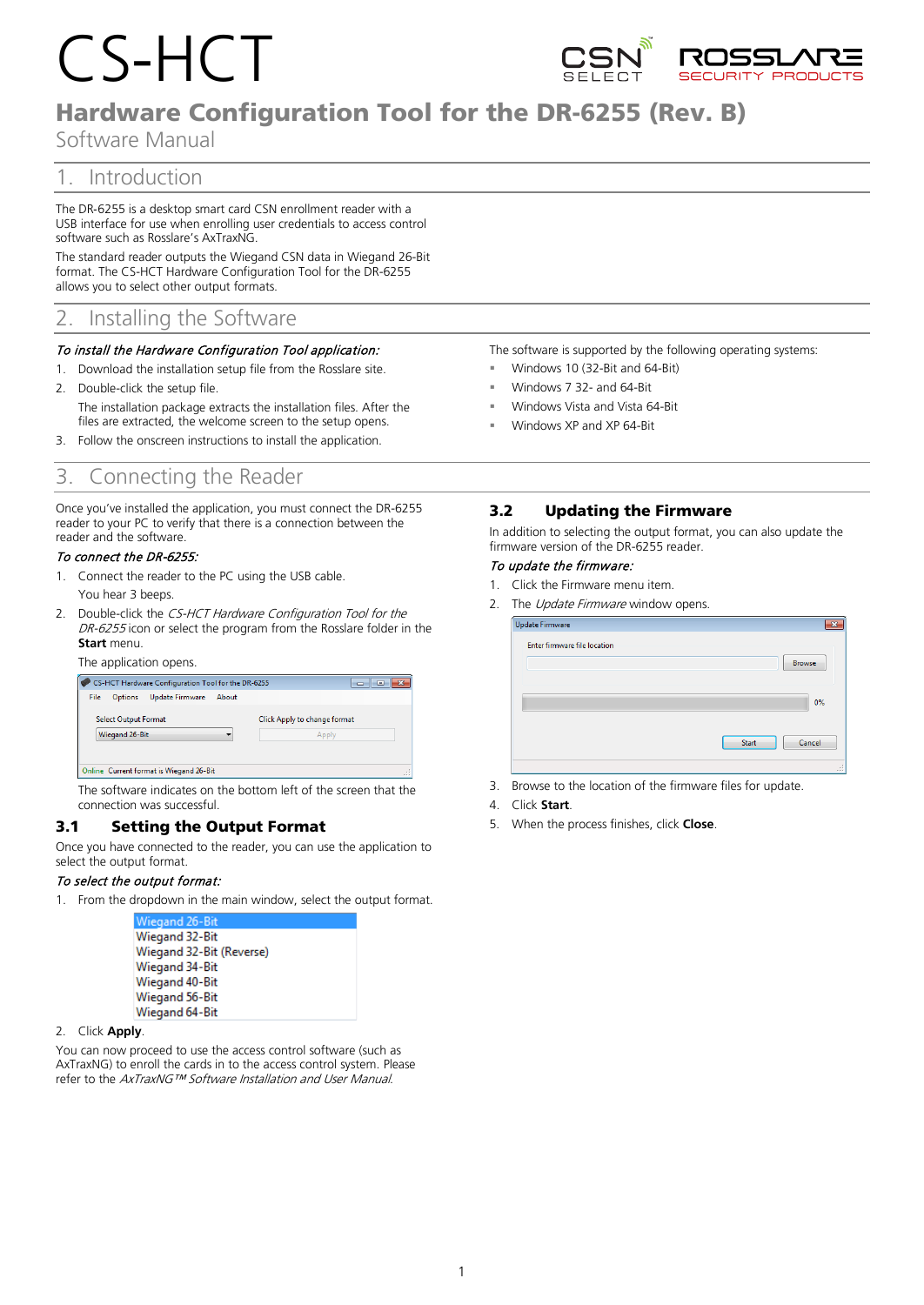# CS-HCT

## Hardware Configuration Tool for the DR-6255 (Rev. B)

Software Manual

## 1. Introduction

The DR-6255 is a desktop smart card CSN enrollment reader with a USB interface for use when enrolling user credentials to access control software such as Rosslare's AxTraxNG.

The standard reader outputs the Wiegand CSN data in Wiegand 26-Bit format. The CS-HCT Hardware Configuration Tool for the DR-6255 allows you to select other output formats.

## 2. Installing the Software

*To install the Hardware Configuration Tool application:*

1. Download the installation setup file from the Rosslare site.
2. Double-click the setup file.

   The installation package extracts the installation files. After the files are extracted, the welcome screen to the setup opens.
3. Follow the onscreen instructions to install the application.

The software is supported by the following operating systems:

- Windows 10 (32-Bit and 64-Bit)
- Windows 7 32- and 64-Bit
- Windows Vista and Vista 64-Bit
- Windows XP and XP 64-Bit

## 3. Connecting the Reader

Once you've installed the application, you must connect the DR-6255 reader to your PC to verify that there is a connection between the reader and the software.

*To connect the DR-6255:*

1. Connect the reader to the PC using the USB cable.

   You hear 3 beeps.
2. Double-click the *CS-HCT Hardware Configuration Tool for the DR-6255* icon or select the program from the Rosslare folder in the **Start** menu.

   The application opens.

   The software indicates on the bottom left of the screen that the connection was successful.

### 3.1 Setting the Output Format

Once you have connected to the reader, you can use the application to select the output format.

*To select the output format:*

1. From the dropdown in the main window, select the output format.

   - Wiegand 26-Bit
   - Wiegand 32-Bit
   - Wiegand 32-Bit (Reverse)
   - Wiegand 34-Bit
   - Wiegand 40-Bit
   - Wiegand 56-Bit
   - Wiegand 64-Bit
2. Click **Apply**.

You can now proceed to use the access control software (such as AxTraxNG) to enroll the cards in to the access control system. Please refer to the *AxTraxNG™ Software Installation and User Manual*.

### 3.2 Updating the Firmware

In addition to selecting the output format, you can also update the firmware version of the DR-6255 reader.

*To update the firmware:*

1. Click the Firmware menu item.
2. The *Update Firmware* window opens.
3. Browse to the location of the firmware files for update.
4. Click **Start**.
5. When the process finishes, click **Close**.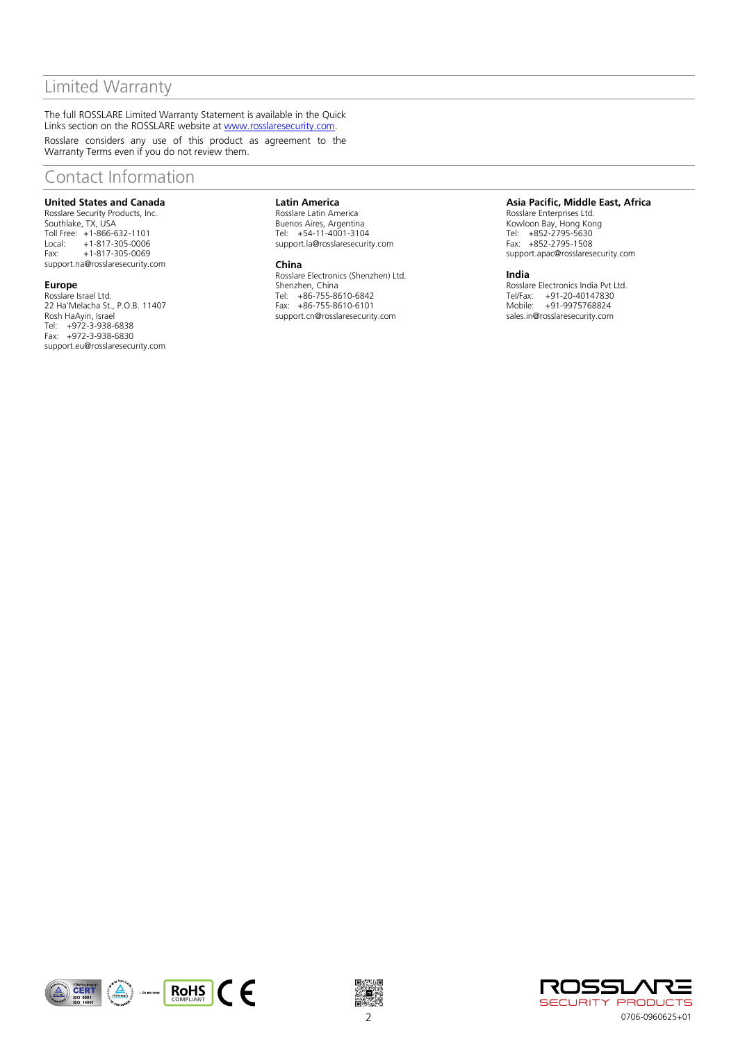## Limited Warranty

The full ROSSLARE Limited Warranty Statement is available in the Quick Links section on the ROSSLARE website at [www.rosslaresecurity.com](http://www.rosslaresecurity.com).

Rosslare considers any use of this product as agreement to the Warranty Terms even if you do not review them.

## Contact Information

**United States and Canada**
Rosslare Security Products, Inc.
Southlake, TX, USA
Toll Free: +1-866-632-1101
Local: +1-817-305-0006
Fax: +1-817-305-0069
support.na@rosslaresecurity.com

**Europe**
Rosslare Israel Ltd.
22 Ha'Melacha St., P.O.B. 11407
Rosh HaAyin, Israel
Tel: +972-3-938-6838
Fax: +972-3-938-6830
support.eu@rosslaresecurity.com

**Latin America**
Rosslare Latin America
Buenos Aires, Argentina
Tel: +54-11-4001-3104
support.la@rosslaresecurity.com

**China**
Rosslare Electronics (Shenzhen) Ltd.
Shenzhen, China
Tel: +86-755-8610-6842
Fax: +86-755-8610-6101
support.cn@rosslaresecurity.com

**Asia Pacific, Middle East, Africa**
Rosslare Enterprises Ltd.
Kowloon Bay, Hong Kong
Tel: +852-2795-5630
Fax: +852-2795-1508
support.apac@rosslaresecurity.com

**India**
Rosslare Electronics India Pvt Ltd.
Tel/Fax: +91-20-40147830
Mobile: +91-9975768824
sales.in@rosslaresecurity.com

0706-0960625+01